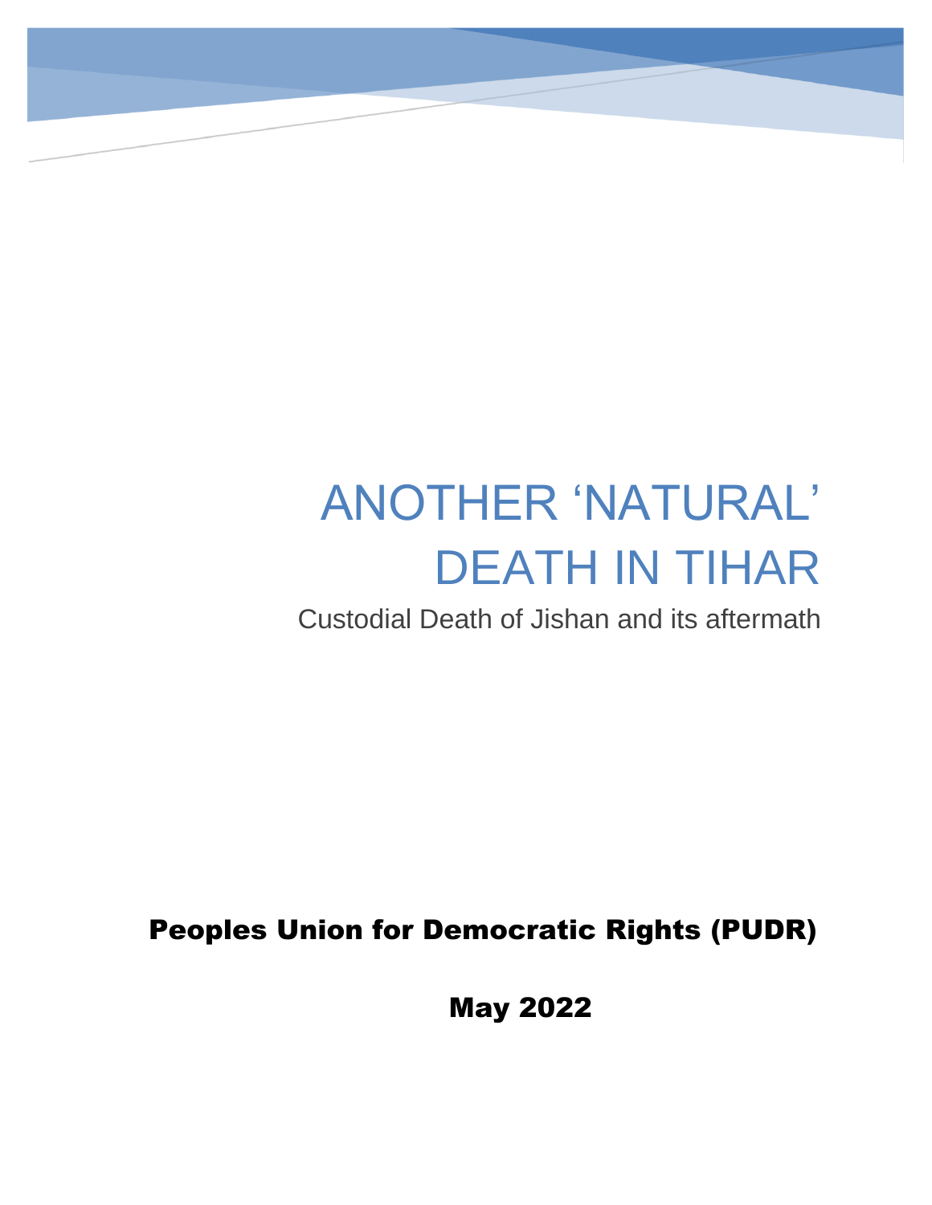# ANOTHER 'NATURAL' DEATH IN TIHAR

Custodial Death of Jishan and its aftermath

**Peoples Union for Democratic Rights (PUDR)**

**May 2022**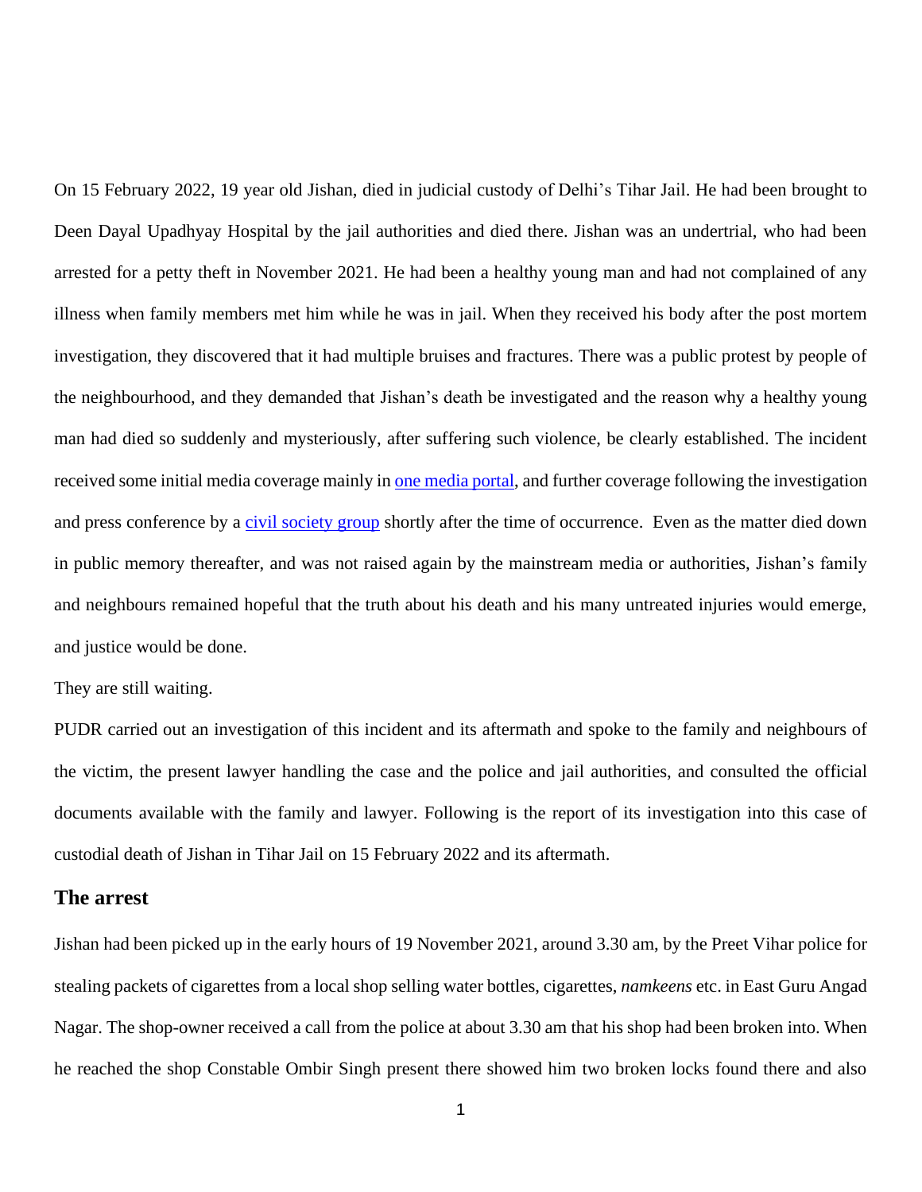On 15 February 2022, 19 year old Jishan, died in judicial custody of Delhi's Tihar Jail. He had been brought to Deen Dayal Upadhyay Hospital by the jail authorities and died there. Jishan was an undertrial, who had been arrested for a petty theft in November 2021. He had been a healthy young man and had not complained of any illness when family members met him while he was in jail. When they received his body after the post mortem investigation, they discovered that it had multiple bruises and fractures. There was a public protest by people of the neighbourhood, and they demanded that Jishan's death be investigated and the reason why a healthy young man had died so suddenly and mysteriously, after suffering such violence, be clearly established. The incident received some initial media coverage mainly in one media portal, and further coverage following the investigation and press conference by a civil society group shortly after the time of occurrence. Even as the matter died down in public memory thereafter, and was not raised again by the mainstream media or authorities, Jishan's family and neighbours remained hopeful that the truth about his death and his many untreated injuries would emerge, and justice would be done.

They are still waiting.

PUDR carried out an investigation of this incident and its aftermath and spoke to the family and neighbours of the victim, the present lawyer handling the case and the police and jail authorities, and consulted the official documents available with the family and lawyer. Following is the report of its investigation into this case of custodial death of Jishan in Tihar Jail on 15 February 2022 and its aftermath.

## The arrest

Jishan had been picked up in the early hours of 19 November 2021, around 3.30 am, by the Preet Vihar police for stealing packets of cigarettes from a local shop selling water bottles, cigarettes, *namkeens* etc. in East Guru Angad Nagar. The shop-owner received a call from the police at about 3.30 am that his shop had been broken into. When he reached the shop Constable Ombir Singh present there showed him two broken locks found there and also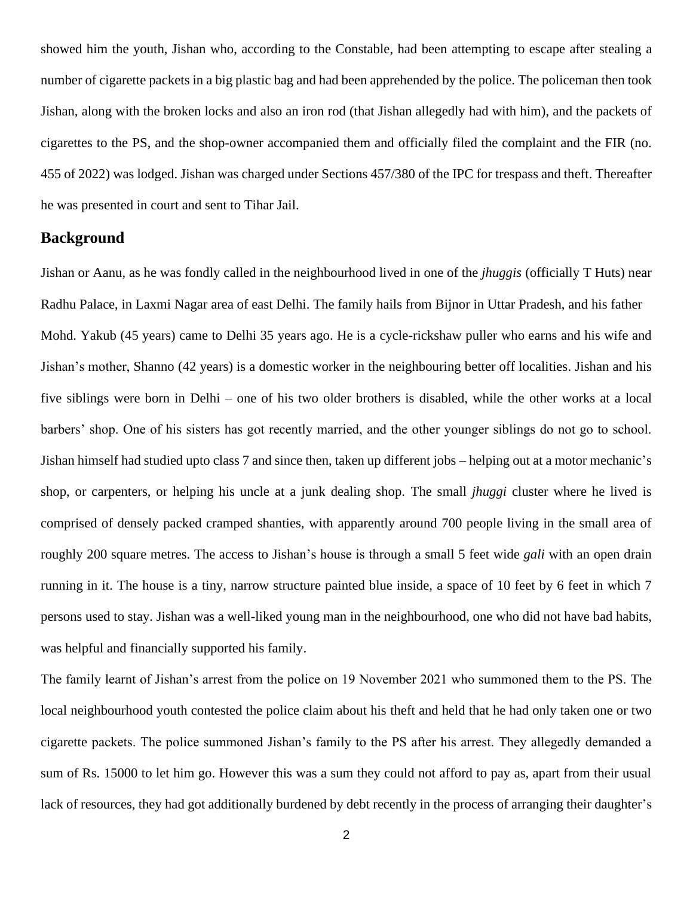showed him the youth, Jishan who, according to the Constable, had been attempting to escape after stealing a number of cigarette packets in a big plastic bag and had been apprehended by the police. The policeman then took Jishan, along with the broken locks and also an iron rod (that Jishan allegedly had with him), and the packets of cigarettes to the PS, and the shop-owner accompanied them and officially filed the complaint and the FIR (no. 455 of 2022) was lodged. Jishan was charged under Sections 457/380 of the IPC for trespass and theft. Thereafter he was presented in court and sent to Tihar Jail.

## Background

Jishan or Aanu, as he was fondly called in the neighbourhood lived in one of the *jhuggis* (officially T Huts) near Radhu Palace, in Laxmi Nagar area of east Delhi. The family hails from Bijnor in Uttar Pradesh, and his father Mohd. Yakub (45 years) came to Delhi 35 years ago. He is a cycle-rickshaw puller who earns and his wife and Jishan's mother, Shanno (42 years) is a domestic worker in the neighbouring better off localities. Jishan and his five siblings were born in Delhi – one of his two older brothers is disabled, while the other works at a local barbers' shop. One of his sisters has got recently married, and the other younger siblings do not go to school. Jishan himself had studied upto class 7 and since then, taken up different jobs – helping out at a motor mechanic's shop, or carpenters, or helping his uncle at a junk dealing shop. The small *jhuggi* cluster where he lived is comprised of densely packed cramped shanties, with apparently around 700 people living in the small area of roughly 200 square metres. The access to Jishan's house is through a small 5 feet wide *gali* with an open drain running in it. The house is a tiny, narrow structure painted blue inside, a space of 10 feet by 6 feet in which 7 persons used to stay. Jishan was a well-liked young man in the neighbourhood, one who did not have bad habits, was helpful and financially supported his family.

The family learnt of Jishan's arrest from the police on 19 November 2021 who summoned them to the PS. The local neighbourhood youth contested the police claim about his theft and held that he had only taken one or two cigarette packets. The police summoned Jishan's family to the PS after his arrest. They allegedly demanded a sum of Rs. 15000 to let him go. However this was a sum they could not afford to pay as, apart from their usual lack of resources, they had got additionally burdened by debt recently in the process of arranging their daughter's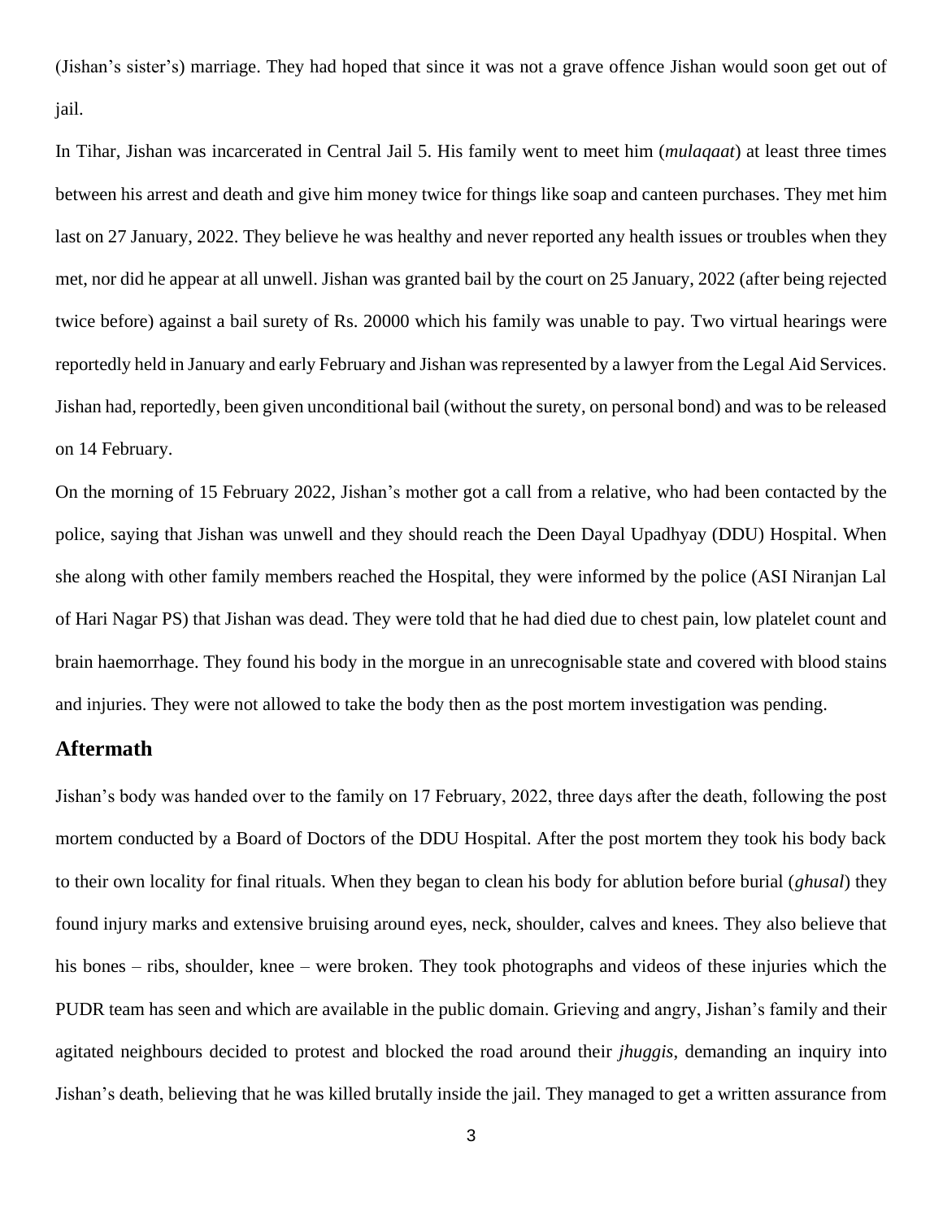(Jishan's sister's) marriage. They had hoped that since it was not a grave offence Jishan would soon get out of jail.

In Tihar, Jishan was incarcerated in Central Jail 5. His family went to meet him (*mulaqaat*) at least three times between his arrest and death and give him money twice for things like soap and canteen purchases. They met him last on 27 January, 2022. They believe he was healthy and never reported any health issues or troubles when they met, nor did he appear at all unwell. Jishan was granted bail by the court on 25 January, 2022 (after being rejected twice before) against a bail surety of Rs. 20000 which his family was unable to pay. Two virtual hearings were reportedly held in January and early February and Jishan was represented by a lawyer from the Legal Aid Services. Jishan had, reportedly, been given unconditional bail (without the surety, on personal bond) and was to be released on 14 February.

On the morning of 15 February 2022, Jishan's mother got a call from a relative, who had been contacted by the police, saying that Jishan was unwell and they should reach the Deen Dayal Upadhyay (DDU) Hospital. When she along with other family members reached the Hospital, they were informed by the police (ASI Niranjan Lal of Hari Nagar PS) that Jishan was dead. They were told that he had died due to chest pain, low platelet count and brain haemorrhage. They found his body in the morgue in an unrecognisable state and covered with blood stains and injuries. They were not allowed to take the body then as the post mortem investigation was pending.

## Aftermath

Jishan's body was handed over to the family on 17 February, 2022, three days after the death, following the post mortem conducted by a Board of Doctors of the DDU Hospital. After the post mortem they took his body back to their own locality for final rituals. When they began to clean his body for ablution before burial (*ghusal*) they found injury marks and extensive bruising around eyes, neck, shoulder, calves and knees. They also believe that his bones – ribs, shoulder, knee – were broken. They took photographs and videos of these injuries which the PUDR team has seen and which are available in the public domain. Grieving and angry, Jishan's family and their agitated neighbours decided to protest and blocked the road around their *jhuggis*, demanding an inquiry into Jishan's death, believing that he was killed brutally inside the jail. They managed to get a written assurance from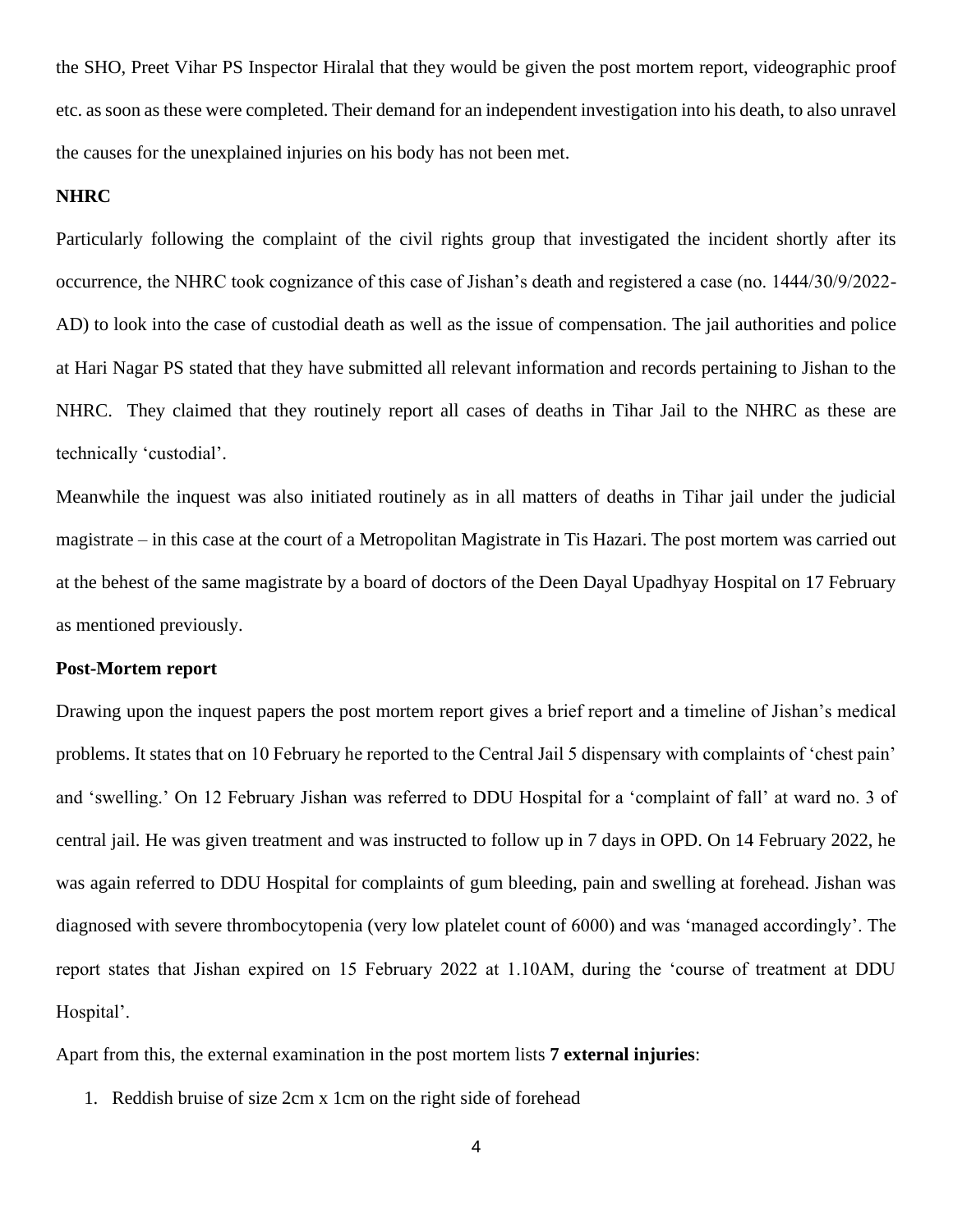the SHO, Preet Vihar PS Inspector Hiralal that they would be given the post mortem report, videographic proof etc. as soon as these were completed. Their demand for an independent investigation into his death, to also unravel the causes for the unexplained injuries on his body has not been met.

**NHRC**

Particularly following the complaint of the civil rights group that investigated the incident shortly after its occurrence, the NHRC took cognizance of this case of Jishan's death and registered a case (no. 1444/30/9/2022-AD) to look into the case of custodial death as well as the issue of compensation. The jail authorities and police at Hari Nagar PS stated that they have submitted all relevant information and records pertaining to Jishan to the NHRC. They claimed that they routinely report all cases of deaths in Tihar Jail to the NHRC as these are technically 'custodial'.

Meanwhile the inquest was also initiated routinely as in all matters of deaths in Tihar jail under the judicial magistrate – in this case at the court of a Metropolitan Magistrate in Tis Hazari. The post mortem was carried out at the behest of the same magistrate by a board of doctors of the Deen Dayal Upadhyay Hospital on 17 February as mentioned previously.

**Post-Mortem report**

Drawing upon the inquest papers the post mortem report gives a brief report and a timeline of Jishan's medical problems. It states that on 10 February he reported to the Central Jail 5 dispensary with complaints of 'chest pain' and 'swelling.' On 12 February Jishan was referred to DDU Hospital for a 'complaint of fall' at ward no. 3 of central jail. He was given treatment and was instructed to follow up in 7 days in OPD. On 14 February 2022, he was again referred to DDU Hospital for complaints of gum bleeding, pain and swelling at forehead. Jishan was diagnosed with severe thrombocytopenia (very low platelet count of 6000) and was 'managed accordingly'. The report states that Jishan expired on 15 February 2022 at 1.10AM, during the 'course of treatment at DDU Hospital'.

Apart from this, the external examination in the post mortem lists **7 external injuries**:

1. Reddish bruise of size 2cm x 1cm on the right side of forehead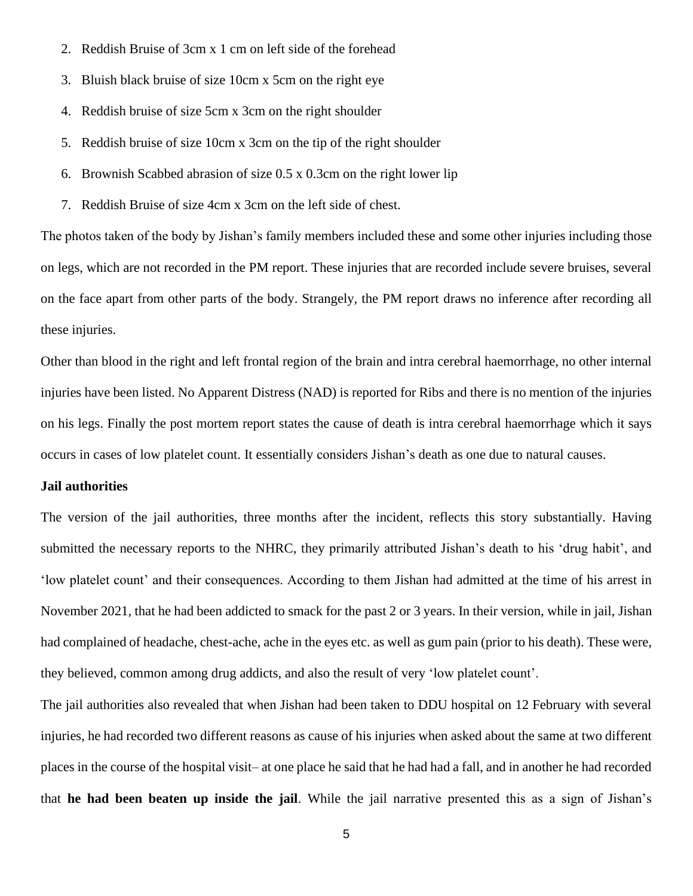2. Reddish Bruise of 3cm x 1 cm on left side of the forehead
3. Bluish black bruise of size 10cm x 5cm on the right eye
4. Reddish bruise of size 5cm x 3cm on the right shoulder
5. Reddish bruise of size 10cm x 3cm on the tip of the right shoulder
6. Brownish Scabbed abrasion of size 0.5 x 0.3cm on the right lower lip
7. Reddish Bruise of size 4cm x 3cm on the left side of chest.

The photos taken of the body by Jishan's family members included these and some other injuries including those on legs, which are not recorded in the PM report. These injuries that are recorded include severe bruises, several on the face apart from other parts of the body. Strangely, the PM report draws no inference after recording all these injuries.

Other than blood in the right and left frontal region of the brain and intra cerebral haemorrhage, no other internal injuries have been listed. No Apparent Distress (NAD) is reported for Ribs and there is no mention of the injuries on his legs. Finally the post mortem report states the cause of death is intra cerebral haemorrhage which it says occurs in cases of low platelet count. It essentially considers Jishan's death as one due to natural causes.

**Jail authorities**

The version of the jail authorities, three months after the incident, reflects this story substantially. Having submitted the necessary reports to the NHRC, they primarily attributed Jishan's death to his 'drug habit', and 'low platelet count' and their consequences. According to them Jishan had admitted at the time of his arrest in November 2021, that he had been addicted to smack for the past 2 or 3 years. In their version, while in jail, Jishan had complained of headache, chest-ache, ache in the eyes etc. as well as gum pain (prior to his death). These were, they believed, common among drug addicts, and also the result of very 'low platelet count'.

The jail authorities also revealed that when Jishan had been taken to DDU hospital on 12 February with several injuries, he had recorded two different reasons as cause of his injuries when asked about the same at two different places in the course of the hospital visit– at one place he said that he had had a fall, and in another he had recorded that **he had been beaten up inside the jail**. While the jail narrative presented this as a sign of Jishan's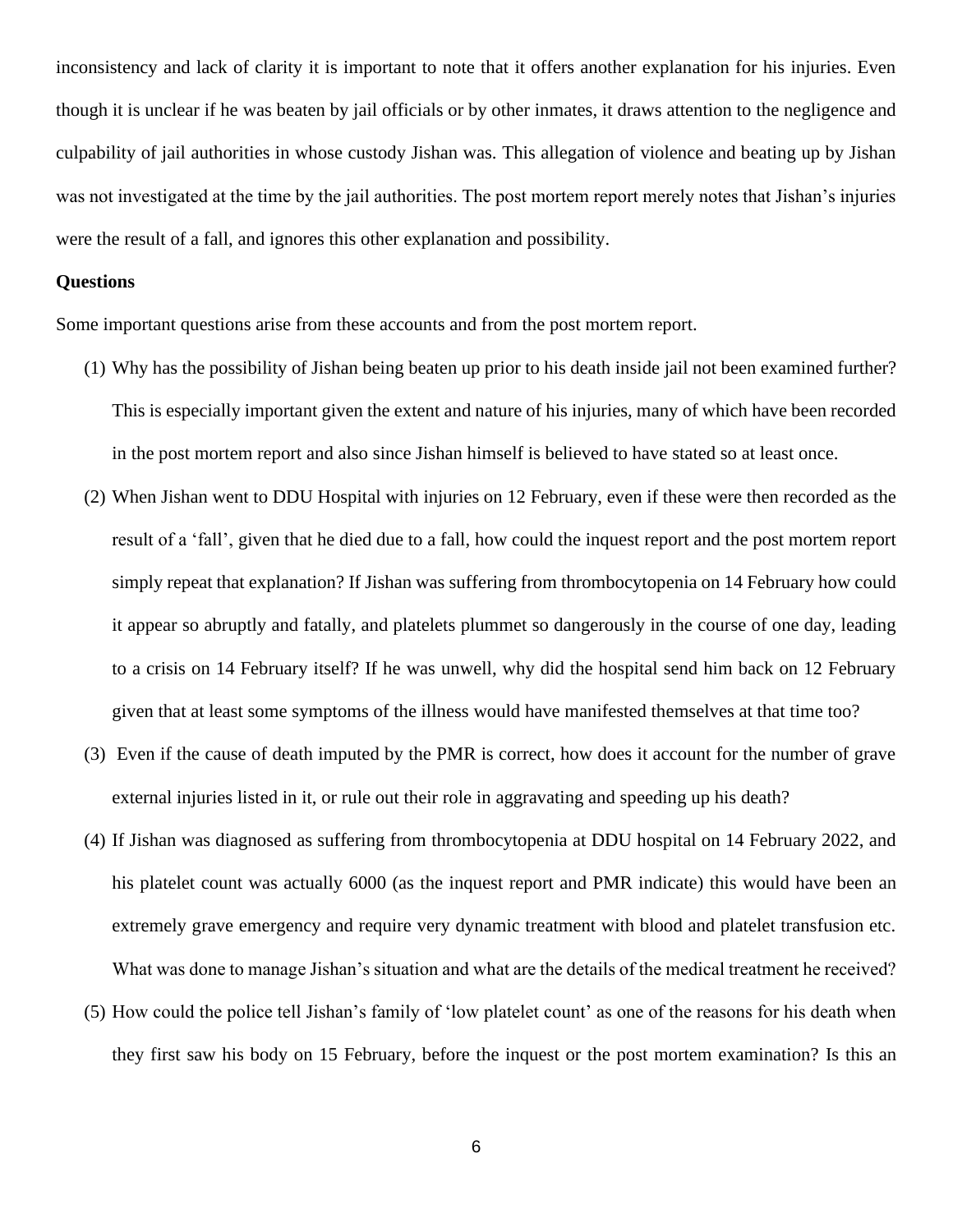inconsistency and lack of clarity it is important to note that it offers another explanation for his injuries. Even though it is unclear if he was beaten by jail officials or by other inmates, it draws attention to the negligence and culpability of jail authorities in whose custody Jishan was. This allegation of violence and beating up by Jishan was not investigated at the time by the jail authorities. The post mortem report merely notes that Jishan's injuries were the result of a fall, and ignores this other explanation and possibility.

**Questions**

Some important questions arise from these accounts and from the post mortem report.

(1) Why has the possibility of Jishan being beaten up prior to his death inside jail not been examined further? This is especially important given the extent and nature of his injuries, many of which have been recorded in the post mortem report and also since Jishan himself is believed to have stated so at least once.

(2) When Jishan went to DDU Hospital with injuries on 12 February, even if these were then recorded as the result of a 'fall', given that he died due to a fall, how could the inquest report and the post mortem report simply repeat that explanation? If Jishan was suffering from thrombocytopenia on 14 February how could it appear so abruptly and fatally, and platelets plummet so dangerously in the course of one day, leading to a crisis on 14 February itself? If he was unwell, why did the hospital send him back on 12 February given that at least some symptoms of the illness would have manifested themselves at that time too?

(3) Even if the cause of death imputed by the PMR is correct, how does it account for the number of grave external injuries listed in it, or rule out their role in aggravating and speeding up his death?

(4) If Jishan was diagnosed as suffering from thrombocytopenia at DDU hospital on 14 February 2022, and his platelet count was actually 6000 (as the inquest report and PMR indicate) this would have been an extremely grave emergency and require very dynamic treatment with blood and platelet transfusion etc. What was done to manage Jishan's situation and what are the details of the medical treatment he received?

(5) How could the police tell Jishan's family of 'low platelet count' as one of the reasons for his death when they first saw his body on 15 February, before the inquest or the post mortem examination? Is this an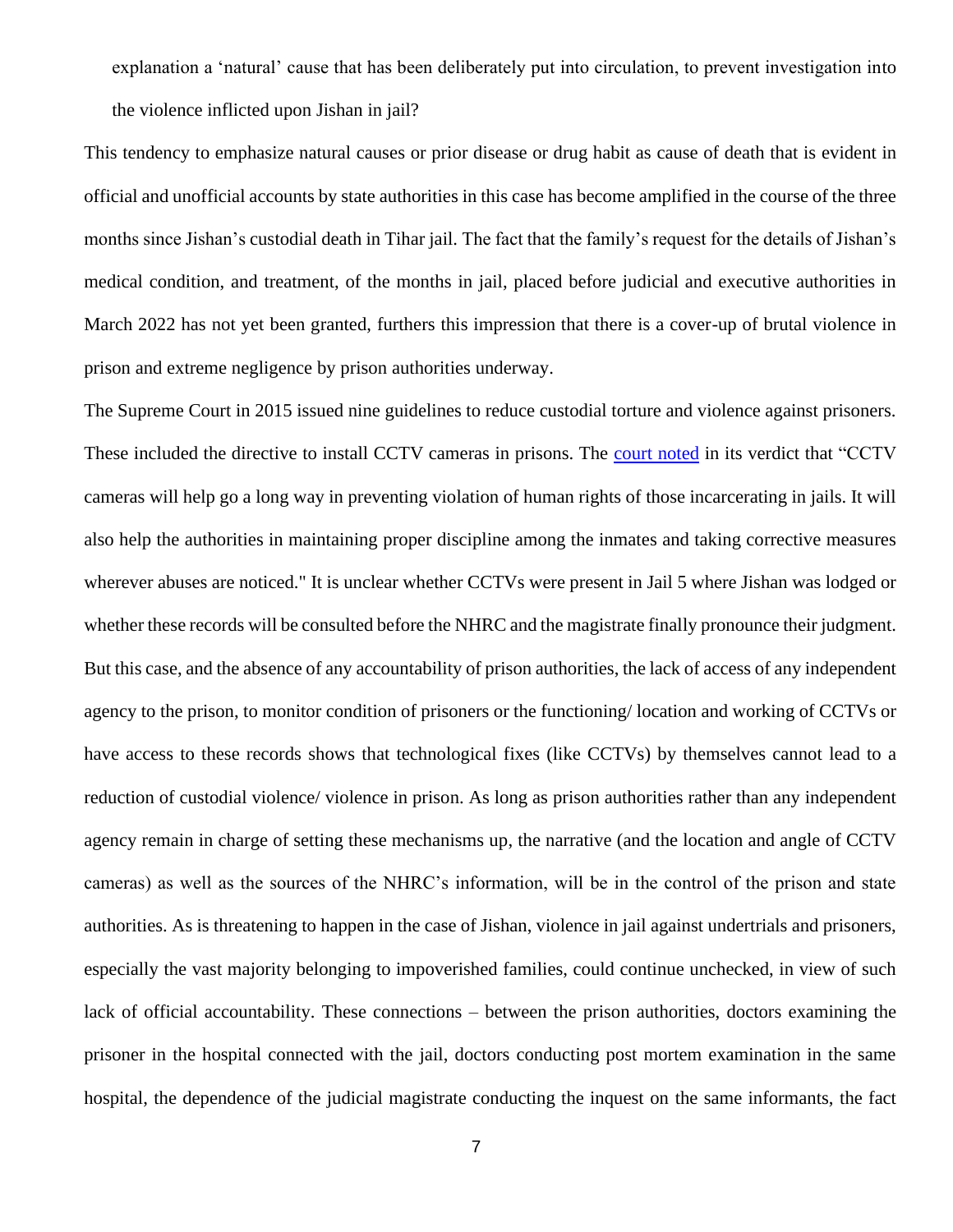explanation a 'natural' cause that has been deliberately put into circulation, to prevent investigation into the violence inflicted upon Jishan in jail?

This tendency to emphasize natural causes or prior disease or drug habit as cause of death that is evident in official and unofficial accounts by state authorities in this case has become amplified in the course of the three months since Jishan's custodial death in Tihar jail. The fact that the family's request for the details of Jishan's medical condition, and treatment, of the months in jail, placed before judicial and executive authorities in March 2022 has not yet been granted, furthers this impression that there is a cover-up of brutal violence in prison and extreme negligence by prison authorities underway.

The Supreme Court in 2015 issued nine guidelines to reduce custodial torture and violence against prisoners. These included the directive to install CCTV cameras in prisons. The court noted in its verdict that "CCTV cameras will help go a long way in preventing violation of human rights of those incarcerating in jails. It will also help the authorities in maintaining proper discipline among the inmates and taking corrective measures wherever abuses are noticed." It is unclear whether CCTVs were present in Jail 5 where Jishan was lodged or whether these records will be consulted before the NHRC and the magistrate finally pronounce their judgment. But this case, and the absence of any accountability of prison authorities, the lack of access of any independent agency to the prison, to monitor condition of prisoners or the functioning/ location and working of CCTVs or have access to these records shows that technological fixes (like CCTVs) by themselves cannot lead to a reduction of custodial violence/ violence in prison. As long as prison authorities rather than any independent agency remain in charge of setting these mechanisms up, the narrative (and the location and angle of CCTV cameras) as well as the sources of the NHRC's information, will be in the control of the prison and state authorities. As is threatening to happen in the case of Jishan, violence in jail against undertrials and prisoners, especially the vast majority belonging to impoverished families, could continue unchecked, in view of such lack of official accountability. These connections – between the prison authorities, doctors examining the prisoner in the hospital connected with the jail, doctors conducting post mortem examination in the same hospital, the dependence of the judicial magistrate conducting the inquest on the same informants, the fact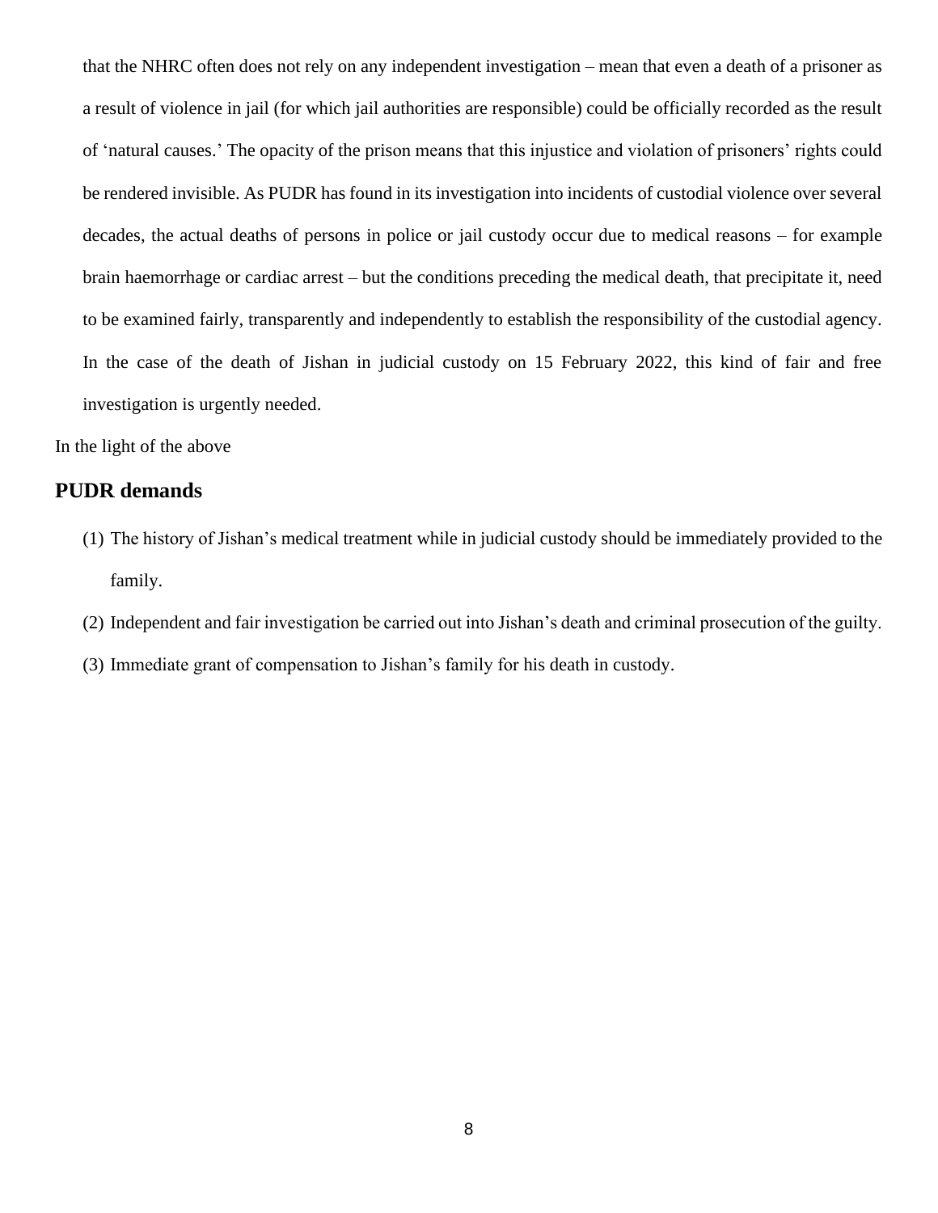that the NHRC often does not rely on any independent investigation – mean that even a death of a prisoner as a result of violence in jail (for which jail authorities are responsible) could be officially recorded as the result of 'natural causes.' The opacity of the prison means that this injustice and violation of prisoners' rights could be rendered invisible. As PUDR has found in its investigation into incidents of custodial violence over several decades, the actual deaths of persons in police or jail custody occur due to medical reasons – for example brain haemorrhage or cardiac arrest – but the conditions preceding the medical death, that precipitate it, need to be examined fairly, transparently and independently to establish the responsibility of the custodial agency. In the case of the death of Jishan in judicial custody on 15 February 2022, this kind of fair and free investigation is urgently needed.

In the light of the above

## PUDR demands

(1) The history of Jishan's medical treatment while in judicial custody should be immediately provided to the family.

(2) Independent and fair investigation be carried out into Jishan's death and criminal prosecution of the guilty.

(3) Immediate grant of compensation to Jishan's family for his death in custody.